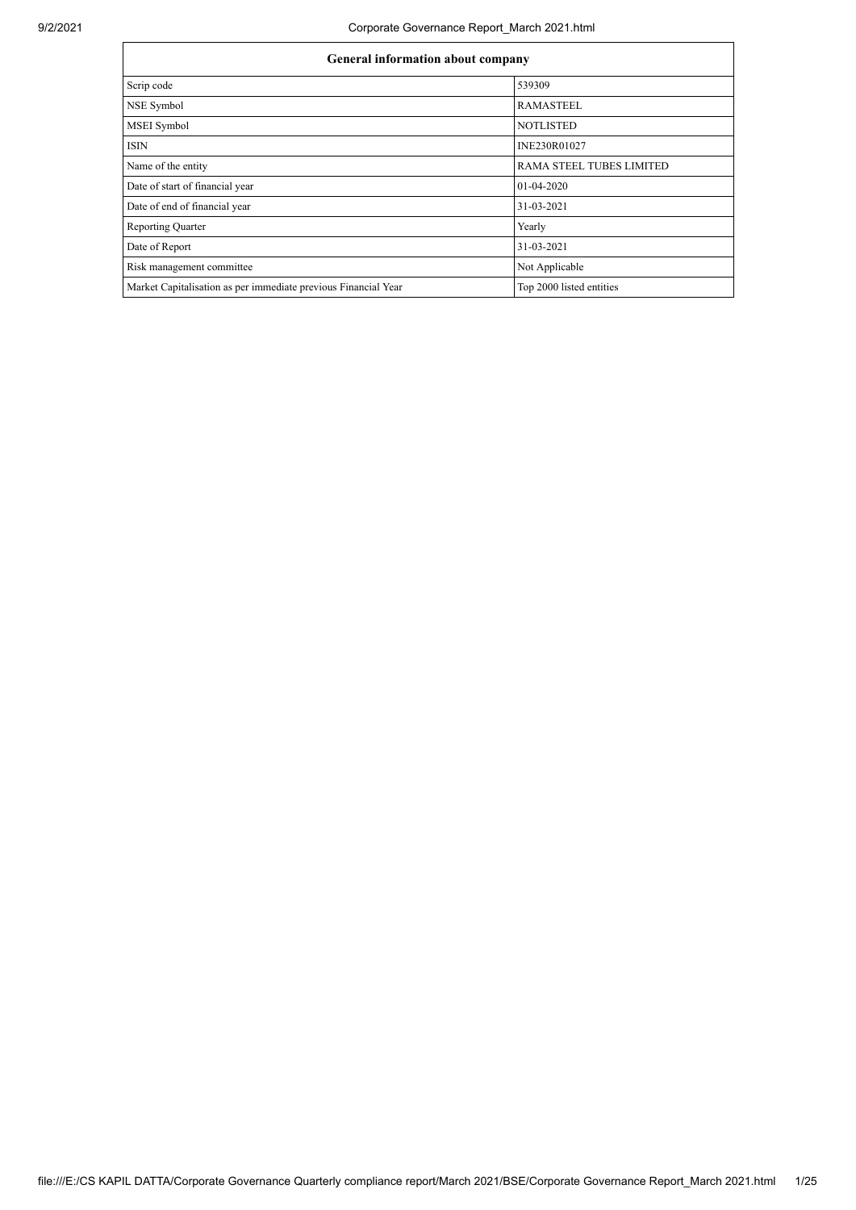| General information about company | |
|---|---|
| Scrip code | 539309 |
| NSE Symbol | RAMASTEEL |
| MSEI Symbol | NOTLISTED |
| ISIN | INE230R01027 |
| Name of the entity | RAMA STEEL TUBES LIMITED |
| Date of start of financial year | 01-04-2020 |
| Date of end of financial year | 31-03-2021 |
| Reporting Quarter | Yearly |
| Date of Report | 31-03-2021 |
| Risk management committee | Not Applicable |
| Market Capitalisation as per immediate previous Financial Year | Top 2000 listed entities |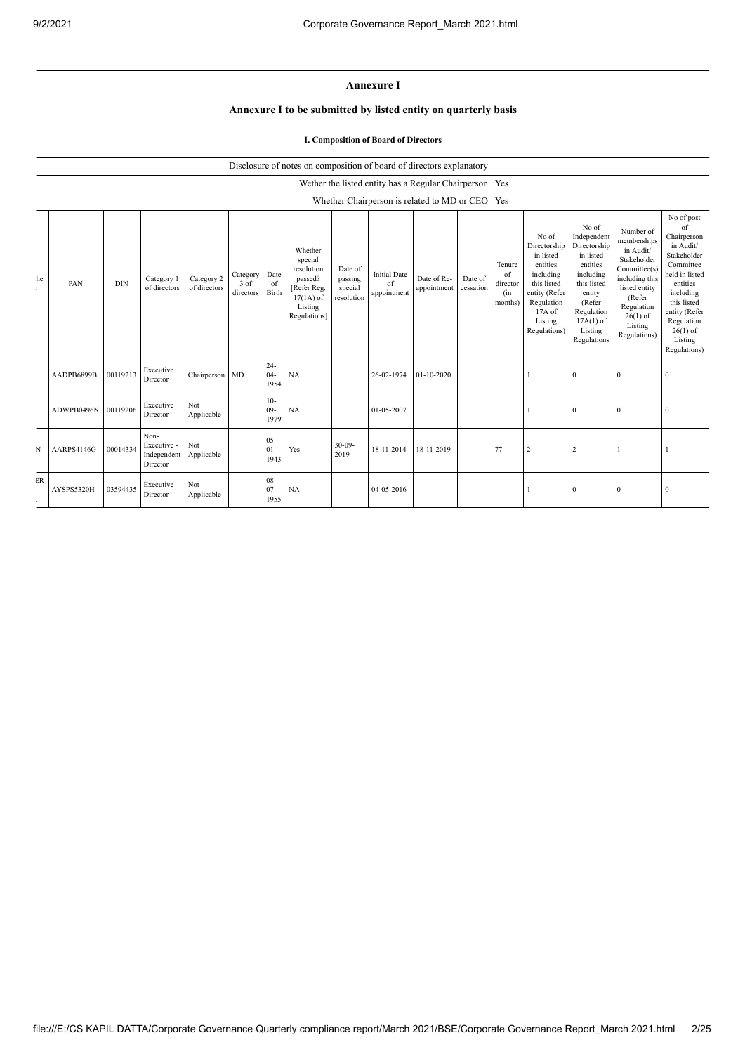# Annexure I

## Annexure I to be submitted by listed entity on quarterly basis

### I. Composition of Board of Directors

| Disclosure of notes on composition of board of directors explanatory | |
|---|---|
| Wether the listed entity has a Regular Chairperson | Yes |
| Whether Chairperson is related to MD or CEO | Yes |

| he | PAN | DIN | Category 1 of directors | Category 2 of directors | Category 3 of directors | Date of Birth | Whether special resolution passed? [Refer Reg. 17(1A) of Listing Regulations] | Date of passing special resolution | Initial Date of appointment | Date of Re-appointment | Date of cessation | Tenure of director (in months) | No of Directorship in listed entities including this listed entity (Refer Regulation 17A of Listing Regulations) | No of Independent Directorship in listed entities including this listed entity (Refer Regulation 17A(1) of Listing Regulations | Number of memberships in Audit/ Stakeholder Committee(s) including this listed entity (Refer Regulation 26(1) of Listing Regulations) | No of post of Chairperson in Audit/ Stakeholder Committee held in listed entities including this listed entity (Refer Regulation 26(1) of Listing Regulations) |
|---|---|---|---|---|---|---|---|---|---|---|---|---|---|---|---|---|
| | AADPB6899B | 00119213 | Executive Director | Chairperson | MD | 24-04-1954 | NA | | 26-02-1974 | 01-10-2020 | | | 1 | 0 | 0 | 0 |
| | ADWPB0496N | 00119206 | Executive Director | Not Applicable | | 10-09-1979 | NA | | 01-05-2007 | | | | 1 | 0 | 0 | 0 |
| N | AARPS4146G | 00014334 | Non-Executive - Independent Director | Not Applicable | | 05-01-1943 | Yes | 30-09-2019 | 18-11-2014 | 18-11-2019 | | 77 | 2 | 2 | 1 | 1 |
| ER | AYSPS5320H | 03594435 | Executive Director | Not Applicable | | 08-07-1955 | NA | | 04-05-2016 | | | | 1 | 0 | 0 | 0 |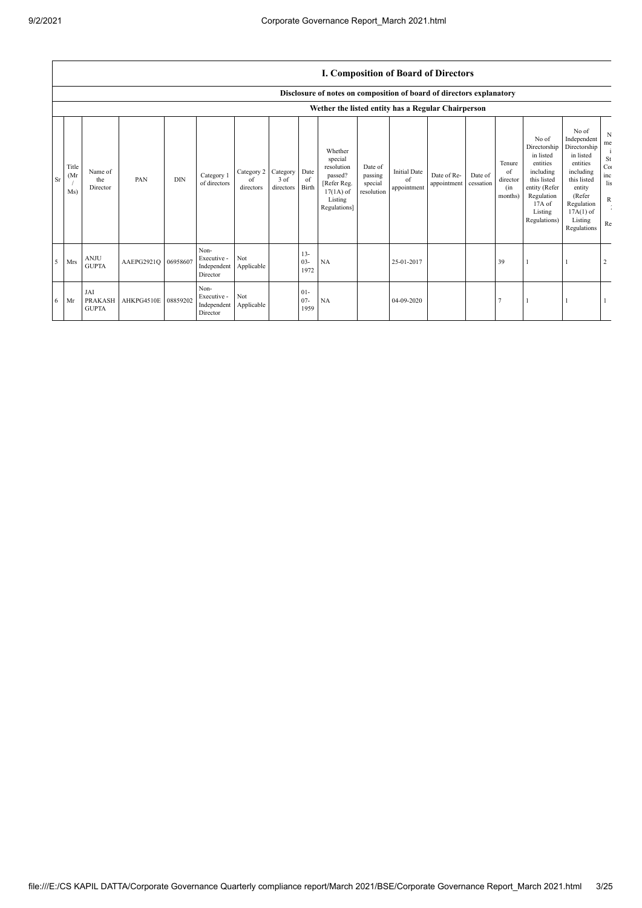## I. Composition of Board of Directors

### Disclosure of notes on composition of board of directors explanatory

### Wether the listed entity has a Regular Chairperson

| Sr | Title (Mr / Ms) | Name of the Director | PAN | DIN | Category 1 of directors | Category 2 of directors | Category 3 of directors | Date of Birth | Whether special resolution passed? [Refer Reg. 17(1A) of Listing Regulations] | Date of passing special resolution | Initial Date of appointment | Date of Re-appointment | Date of cessation | Tenure of director (in months) | No of Directorship in listed entities including this listed entity (Refer Regulation 17A of Listing Regulations) | No of Independent Directorship in listed entities including this listed entity (Refer Regulation 17A(1) of Listing Regulations | N me i St Co inc lis R Re |
|---|---|---|---|---|---|---|---|---|---|---|---|---|---|---|---|---|---|
| 5 | Mrs | ANJU GUPTA | AAEPG2921Q | 06958607 | Non-Executive - Independent Director | Not Applicable | | 13-03-1972 | NA | | 25-01-2017 | | | 39 | 1 | 1 | 2 |
| 6 | Mr | JAI PRAKASH GUPTA | AHKPG4510E | 08859202 | Non-Executive - Independent Director | Not Applicable | | 01-07-1959 | NA | | 04-09-2020 | | | 7 | 1 | 1 | 1 |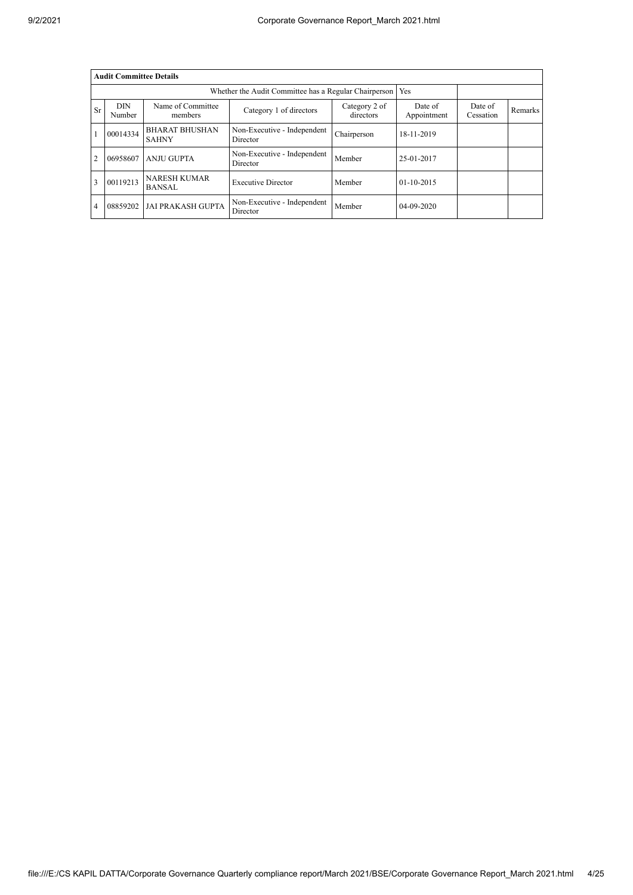| Audit Committee Details | | | | | | | |
|---|---|---|---|---|---|---|---|
| Whether the Audit Committee has a Regular Chairperson | | | | | Yes | | |
| Sr | DIN Number | Name of Committee members | Category 1 of directors | Category 2 of directors | Date of Appointment | Date of Cessation | Remarks |
| 1 | 00014334 | BHARAT BHUSHAN SAHNY | Non-Executive - Independent Director | Chairperson | 18-11-2019 | | |
| 2 | 06958607 | ANJU GUPTA | Non-Executive - Independent Director | Member | 25-01-2017 | | |
| 3 | 00119213 | NARESH KUMAR BANSAL | Executive Director | Member | 01-10-2015 | | |
| 4 | 08859202 | JAI PRAKASH GUPTA | Non-Executive - Independent Director | Member | 04-09-2020 | | |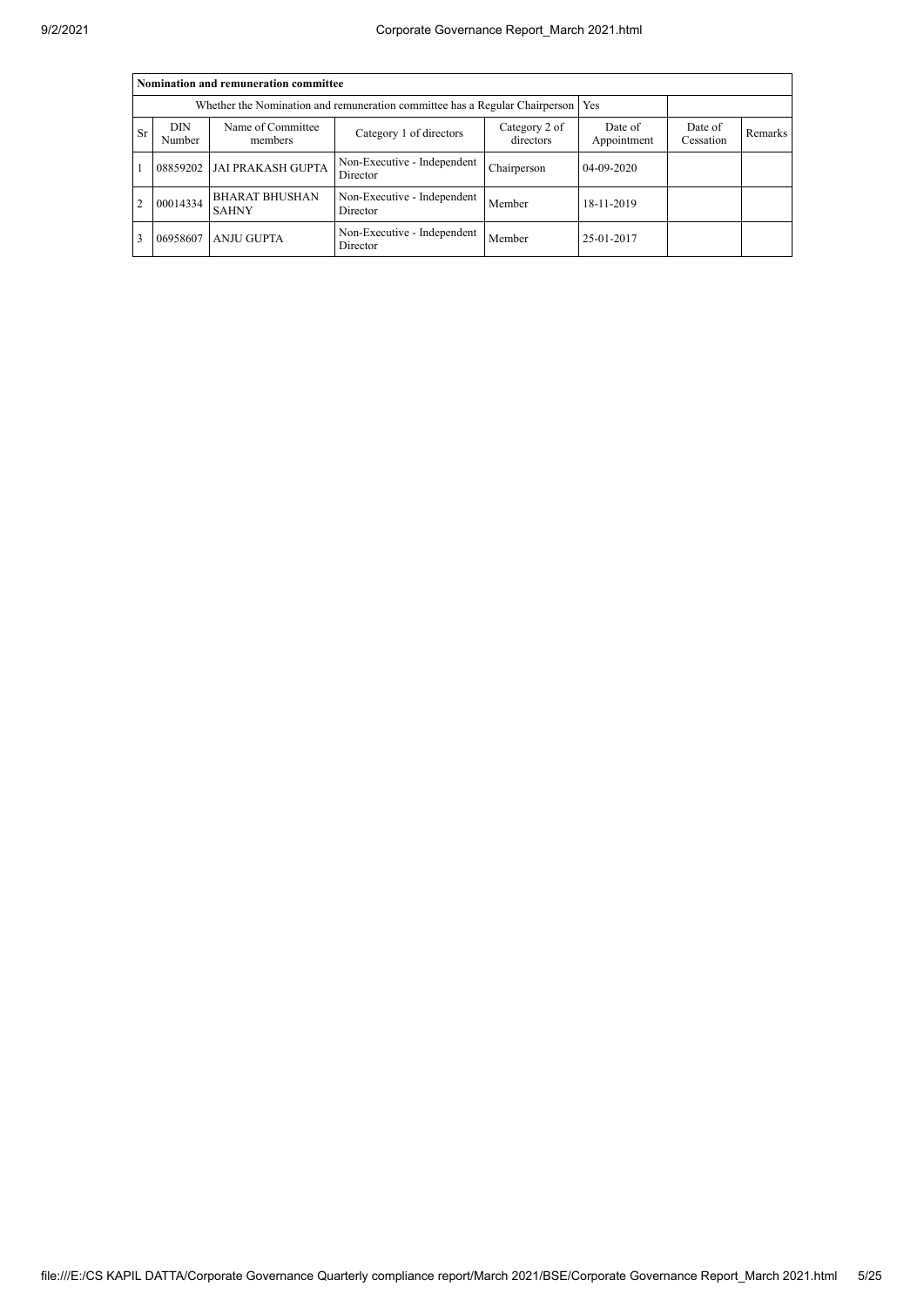| Nomination and remuneration committee | | | | | | | |
|---|---|---|---|---|---|---|---|
| Whether the Nomination and remuneration committee has a Regular Chairperson | | | | | Yes | | |
| Sr | DIN Number | Name of Committee members | Category 1 of directors | Category 2 of directors | Date of Appointment | Date of Cessation | Remarks |
| 1 | 08859202 | JAI PRAKASH GUPTA | Non-Executive - Independent Director | Chairperson | 04-09-2020 | | |
| 2 | 00014334 | BHARAT BHUSHAN SAHNY | Non-Executive - Independent Director | Member | 18-11-2019 | | |
| 3 | 06958607 | ANJU GUPTA | Non-Executive - Independent Director | Member | 25-01-2017 | | |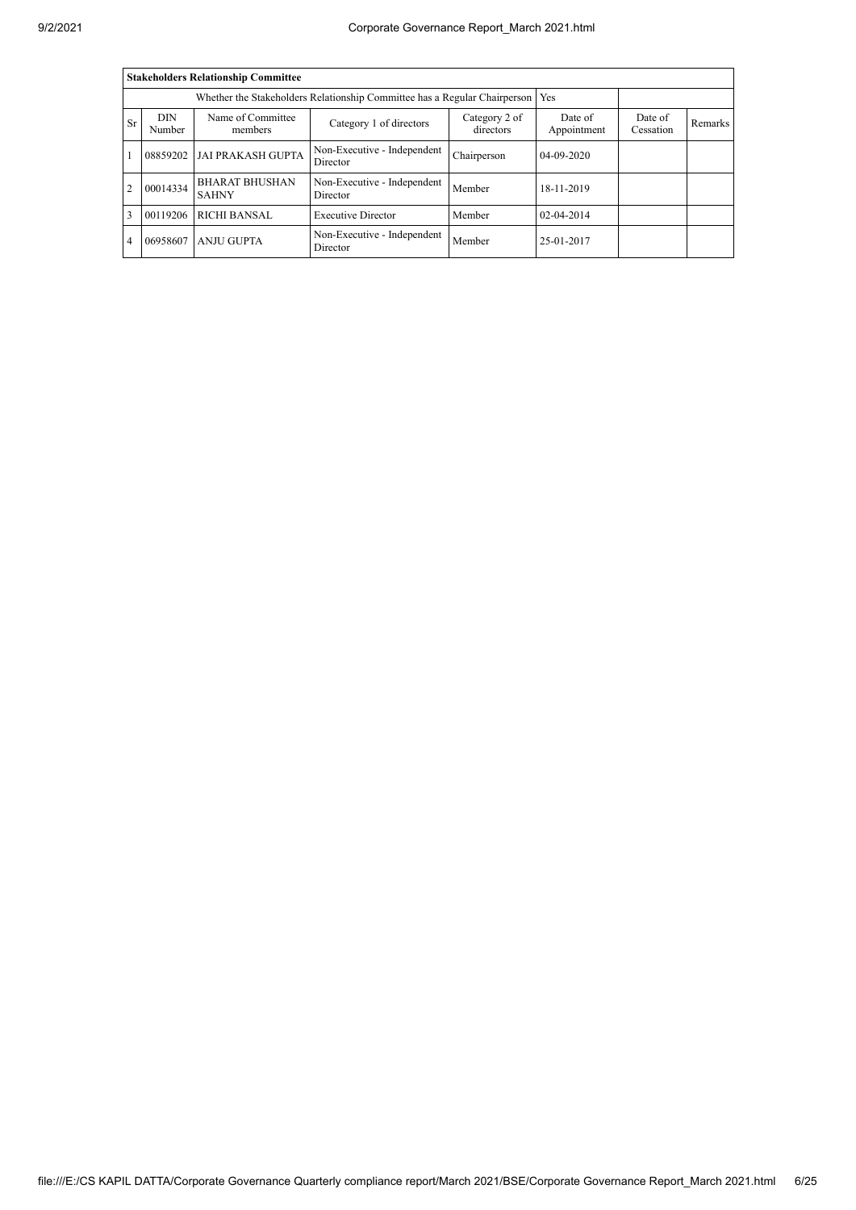| Stakeholders Relationship Committee | | | | | | | |
|---|---|---|---|---|---|---|---|
| Whether the Stakeholders Relationship Committee has a Regular Chairperson | | | | | Yes | | |
| Sr | DIN Number | Name of Committee members | Category 1 of directors | Category 2 of directors | Date of Appointment | Date of Cessation | Remarks |
| 1 | 08859202 | JAI PRAKASH GUPTA | Non-Executive - Independent Director | Chairperson | 04-09-2020 | | |
| 2 | 00014334 | BHARAT BHUSHAN SAHNY | Non-Executive - Independent Director | Member | 18-11-2019 | | |
| 3 | 00119206 | RICHI BANSAL | Executive Director | Member | 02-04-2014 | | |
| 4 | 06958607 | ANJU GUPTA | Non-Executive - Independent Director | Member | 25-01-2017 | | |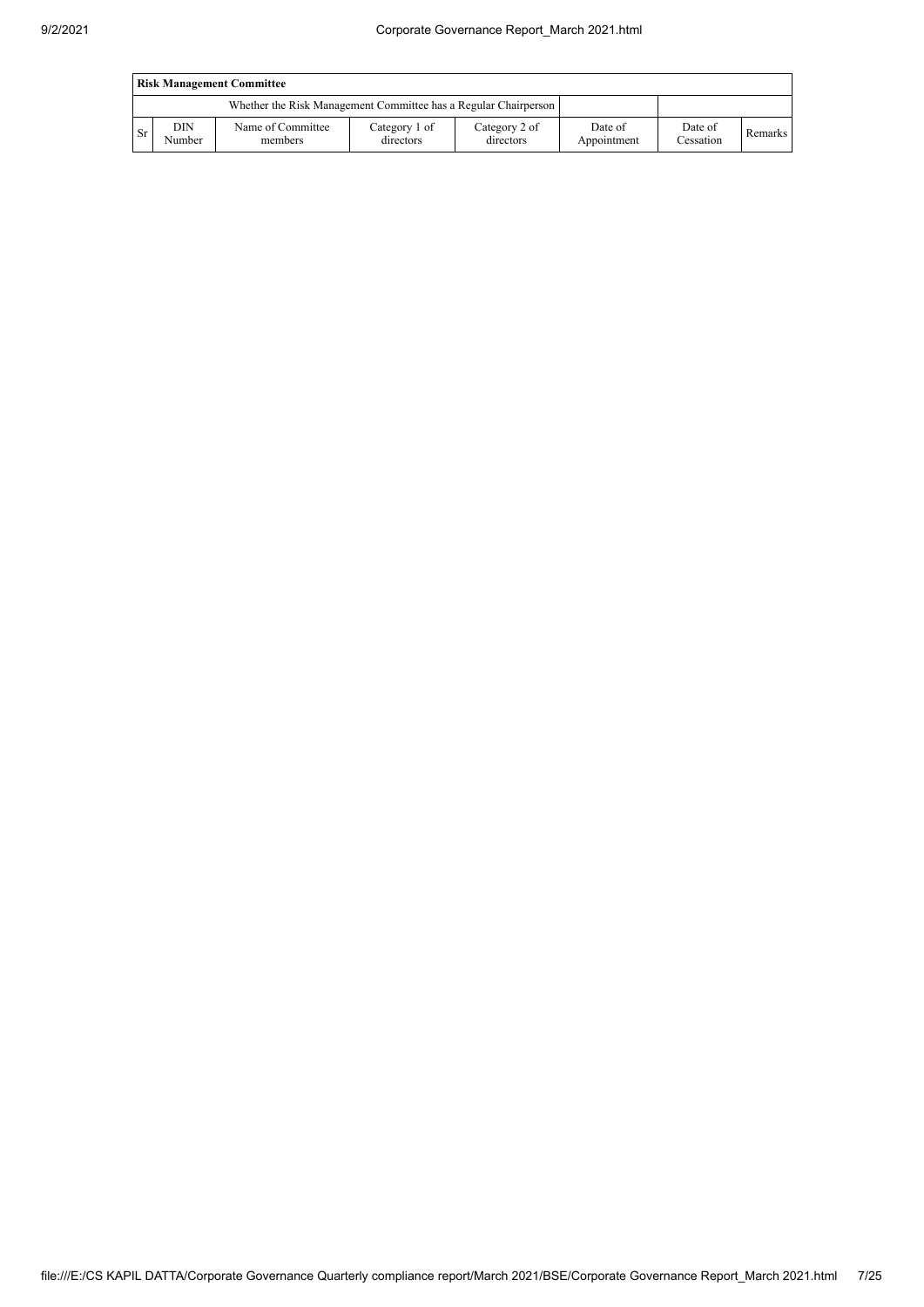| Risk Management Committee | | | | | | | |
|---|---|---|---|---|---|---|---|
| Whether the Risk Management Committee has a Regular Chairperson | | | | | | | |
| Sr | DIN Number | Name of Committee members | Category 1 of directors | Category 2 of directors | Date of Appointment | Date of Cessation | Remarks |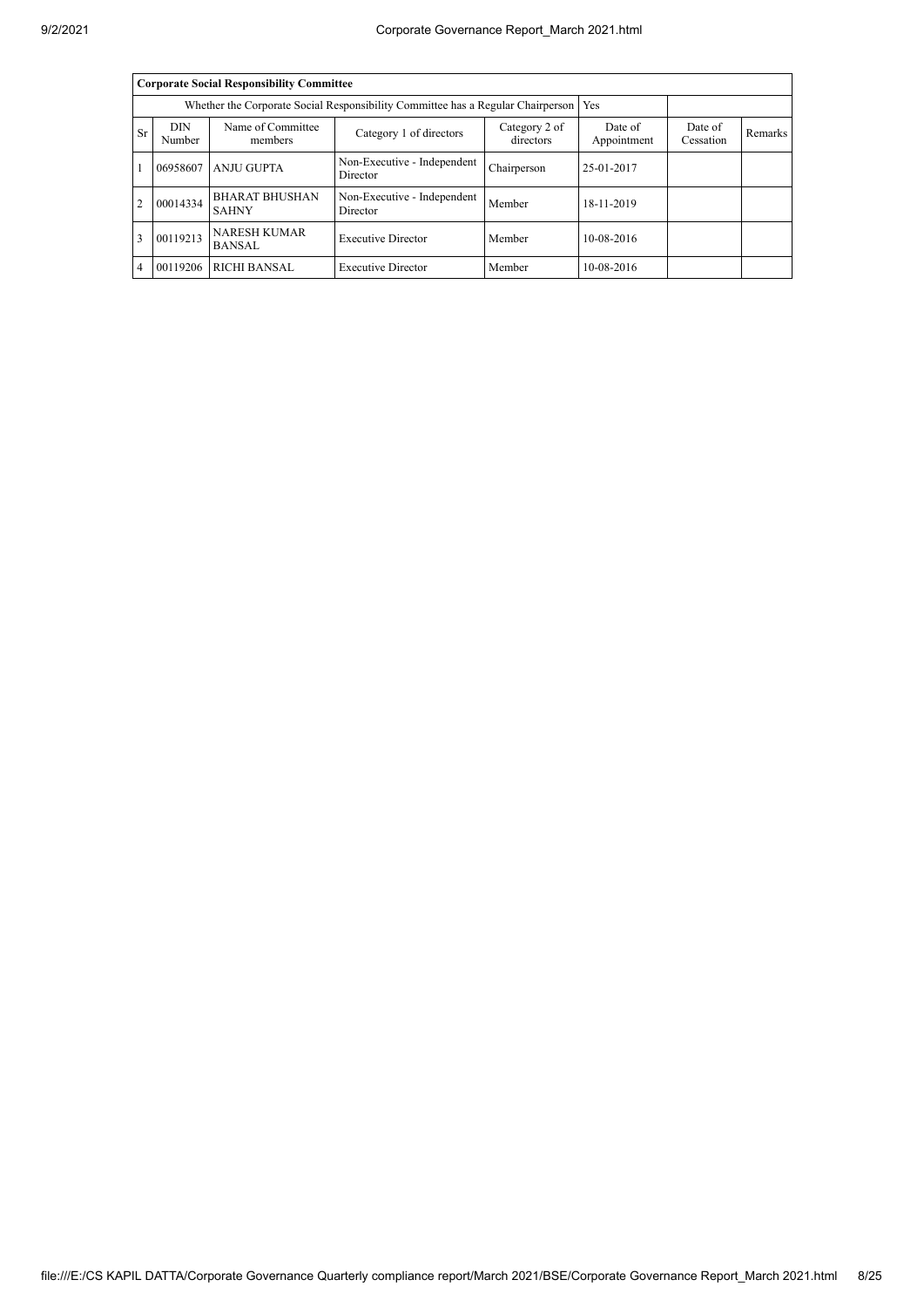| Corporate Social Responsibility Committee | | | | | | | |
|---|---|---|---|---|---|---|---|
| Whether the Corporate Social Responsibility Committee has a Regular Chairperson | | | | | Yes | | |
| Sr | DIN Number | Name of Committee members | Category 1 of directors | Category 2 of directors | Date of Appointment | Date of Cessation | Remarks |
| 1 | 06958607 | ANJU GUPTA | Non-Executive - Independent Director | Chairperson | 25-01-2017 | | |
| 2 | 00014334 | BHARAT BHUSHAN SAHNY | Non-Executive - Independent Director | Member | 18-11-2019 | | |
| 3 | 00119213 | NARESH KUMAR BANSAL | Executive Director | Member | 10-08-2016 | | |
| 4 | 00119206 | RICHI BANSAL | Executive Director | Member | 10-08-2016 | | |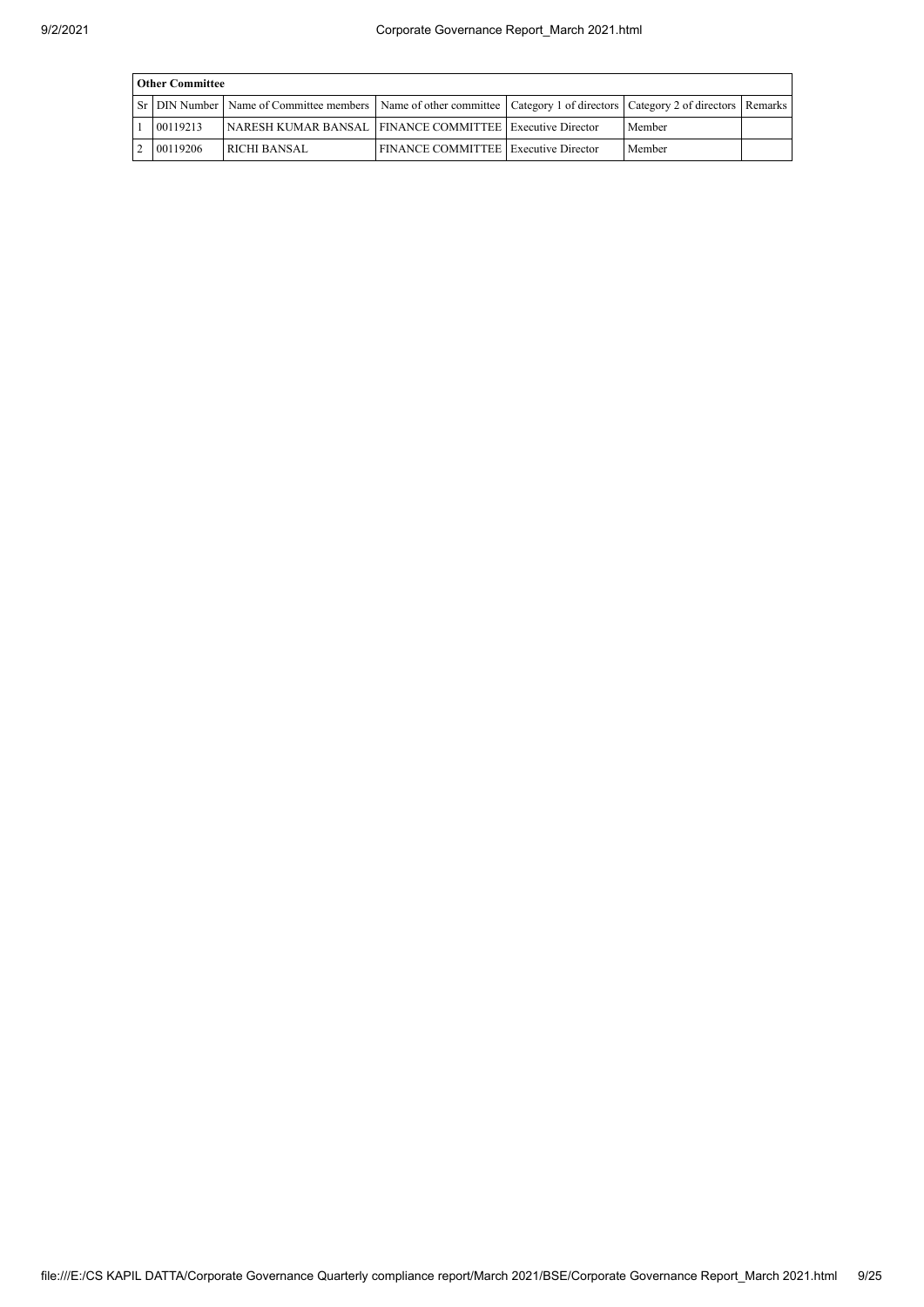| Other Committee | | | | | | |
|---|---|---|---|---|---|---|
| Sr | DIN Number | Name of Committee members | Name of other committee | Category 1 of directors | Category 2 of directors | Remarks |
| 1 | 00119213 | NARESH KUMAR BANSAL | FINANCE COMMITTEE | Executive Director | Member | |
| 2 | 00119206 | RICHI BANSAL | FINANCE COMMITTEE | Executive Director | Member | |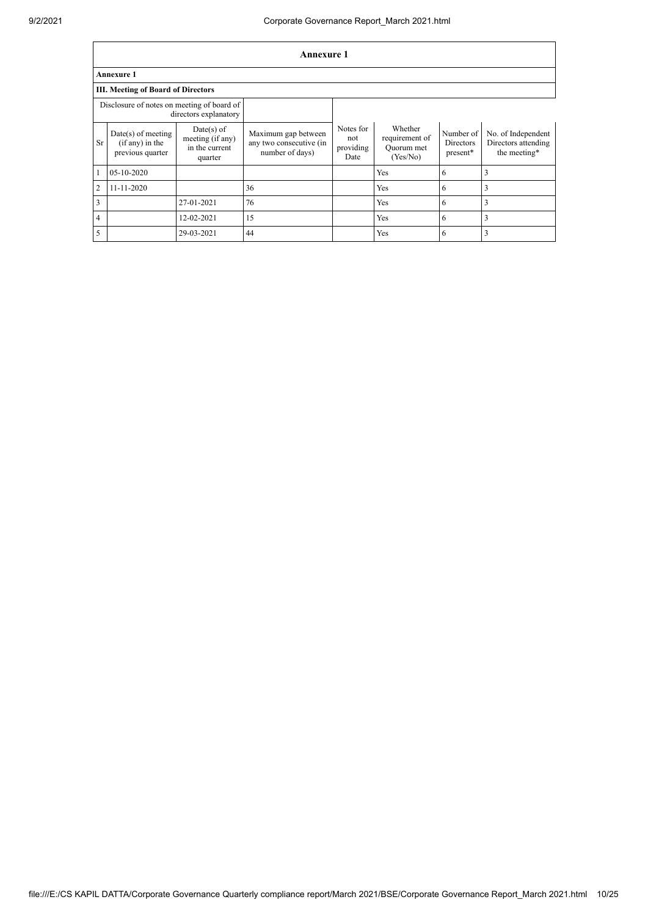# Annexure 1

**Annexure 1**

**III. Meeting of Board of Directors**

| Disclosure of notes on meeting of board of directors explanatory | | | | | | | |
|---|---|---|---|---|---|---|---|
| Sr | Date(s) of meeting (if any) in the previous quarter | Date(s) of meeting (if any) in the current quarter | Maximum gap between any two consecutive (in number of days) | Notes for not providing Date | Whether requirement of Quorum met (Yes/No) | Number of Directors present* | No. of Independent Directors attending the meeting* |
| 1 | 05-10-2020 | | | | Yes | 6 | 3 |
| 2 | 11-11-2020 | | 36 | | Yes | 6 | 3 |
| 3 | | 27-01-2021 | 76 | | Yes | 6 | 3 |
| 4 | | 12-02-2021 | 15 | | Yes | 6 | 3 |
| 5 | | 29-03-2021 | 44 | | Yes | 6 | 3 |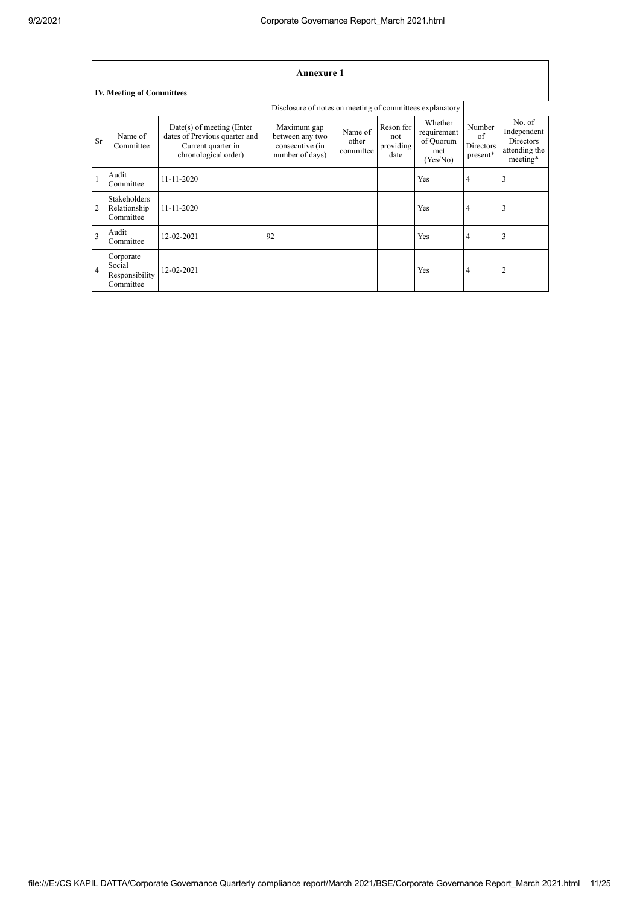## Annexure 1

### IV. Meeting of Committees

| | | | Disclosure of notes on meeting of committees explanatory | | | | | |
|---|---|---|---|---|---|---|---|---|
| Sr | Name of Committee | Date(s) of meeting (Enter dates of Previous quarter and Current quarter in chronological order) | Maximum gap between any two consecutive (in number of days) | Name of other committee | Reson for not providing date | Whether requirement of Quorum met (Yes/No) | Number of Directors present* | No. of Independent Directors attending the meeting* |
| 1 | Audit Committee | 11-11-2020 | | | | Yes | 4 | 3 |
| 2 | Stakeholders Relationship Committee | 11-11-2020 | | | | Yes | 4 | 3 |
| 3 | Audit Committee | 12-02-2021 | 92 | | | Yes | 4 | 3 |
| 4 | Corporate Social Responsibility Committee | 12-02-2021 | | | | Yes | 4 | 2 |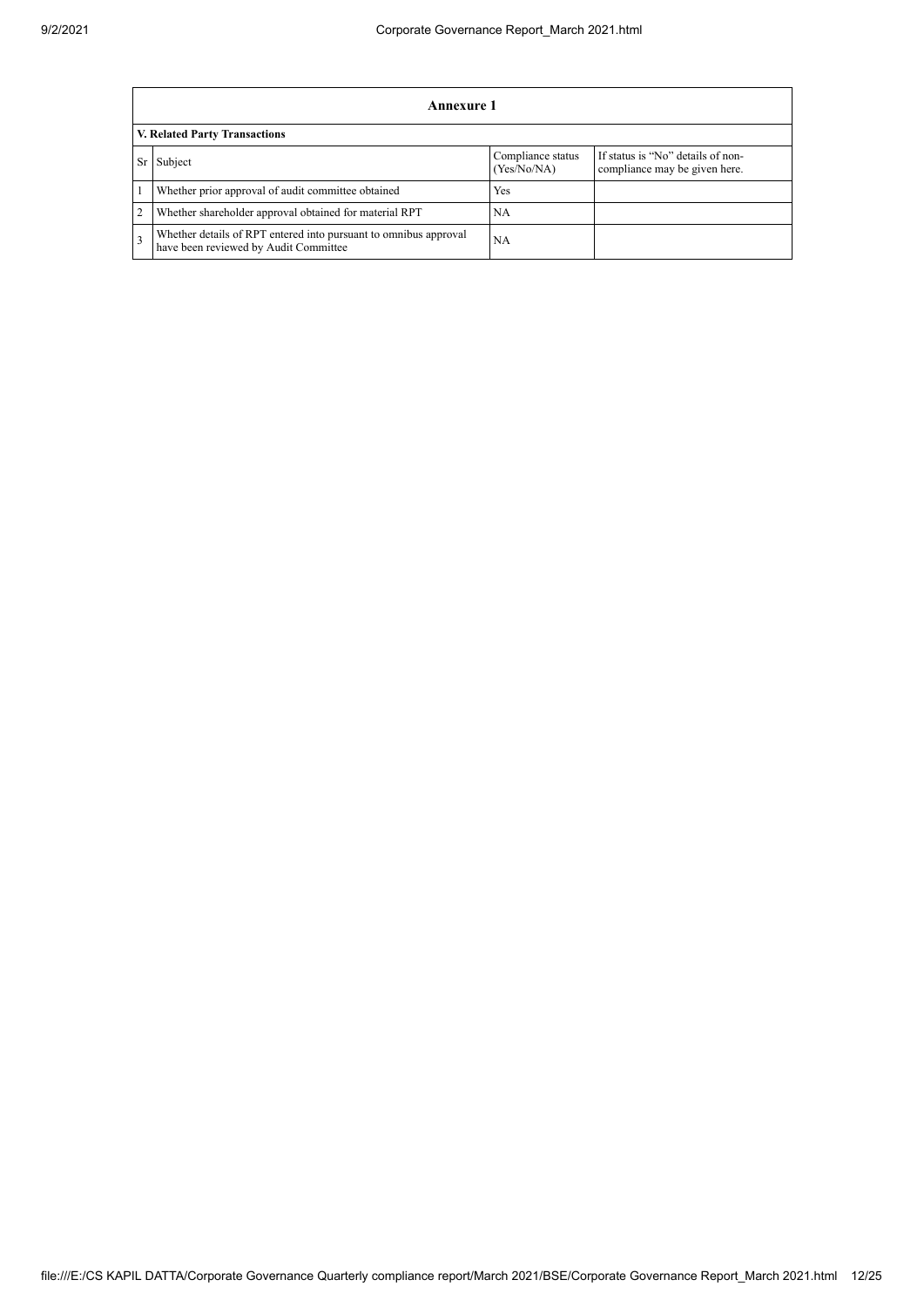## Annexure 1

### V. Related Party Transactions

| Sr | Subject | Compliance status (Yes/No/NA) | If status is "No" details of non-compliance may be given here. |
|---|---|---|---|
| 1 | Whether prior approval of audit committee obtained | Yes | |
| 2 | Whether shareholder approval obtained for material RPT | NA | |
| 3 | Whether details of RPT entered into pursuant to omnibus approval have been reviewed by Audit Committee | NA | |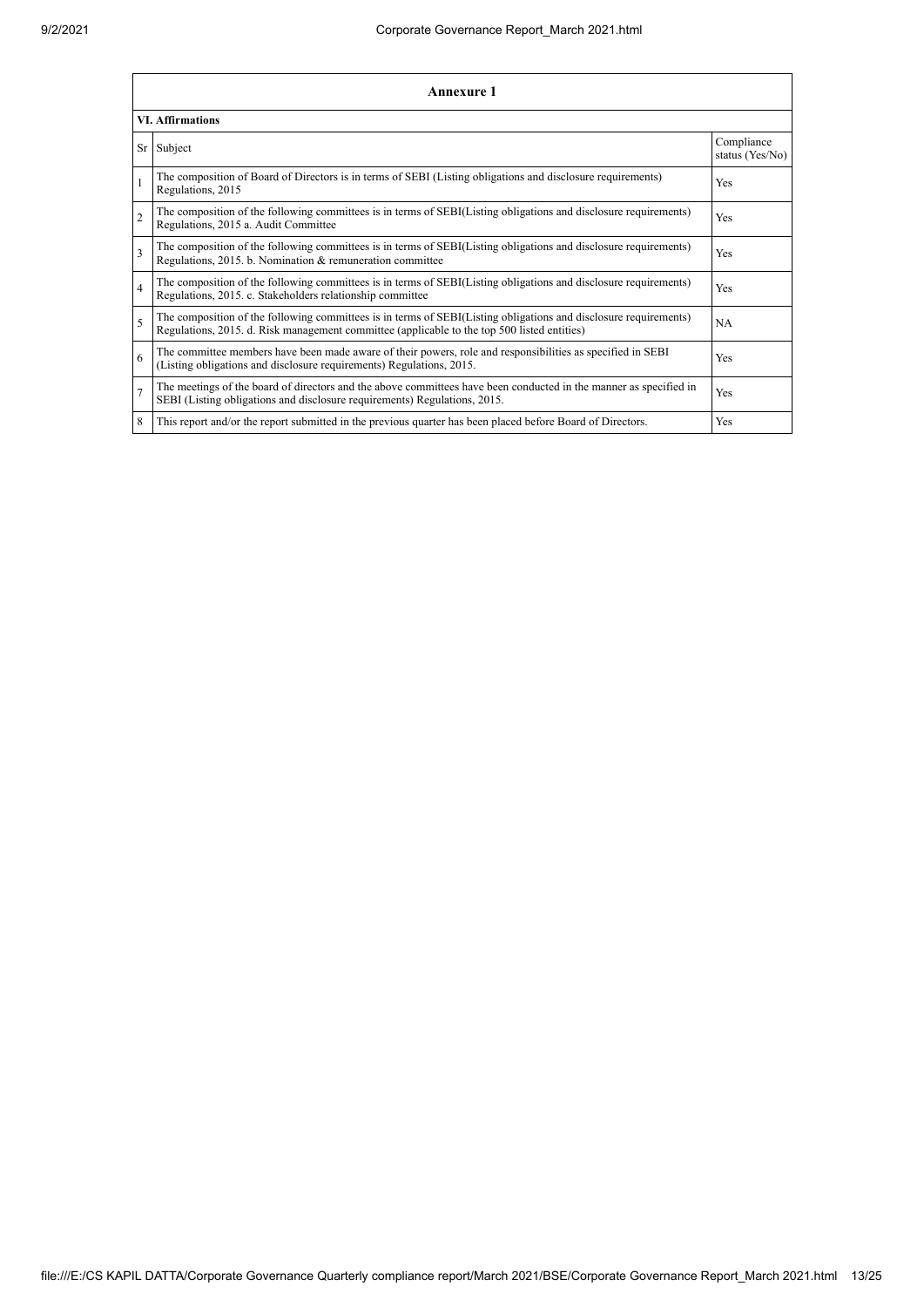| Annexure 1 | | |
|---|---|---|
| **VI. Affirmations** | | |
| Sr | Subject | Compliance status (Yes/No) |
| 1 | The composition of Board of Directors is in terms of SEBI (Listing obligations and disclosure requirements) Regulations, 2015 | Yes |
| 2 | The composition of the following committees is in terms of SEBI(Listing obligations and disclosure requirements) Regulations, 2015 a. Audit Committee | Yes |
| 3 | The composition of the following committees is in terms of SEBI(Listing obligations and disclosure requirements) Regulations, 2015. b. Nomination & remuneration committee | Yes |
| 4 | The composition of the following committees is in terms of SEBI(Listing obligations and disclosure requirements) Regulations, 2015. c. Stakeholders relationship committee | Yes |
| 5 | The composition of the following committees is in terms of SEBI(Listing obligations and disclosure requirements) Regulations, 2015. d. Risk management committee (applicable to the top 500 listed entities) | NA |
| 6 | The committee members have been made aware of their powers, role and responsibilities as specified in SEBI (Listing obligations and disclosure requirements) Regulations, 2015. | Yes |
| 7 | The meetings of the board of directors and the above committees have been conducted in the manner as specified in SEBI (Listing obligations and disclosure requirements) Regulations, 2015. | Yes |
| 8 | This report and/or the report submitted in the previous quarter has been placed before Board of Directors. | Yes |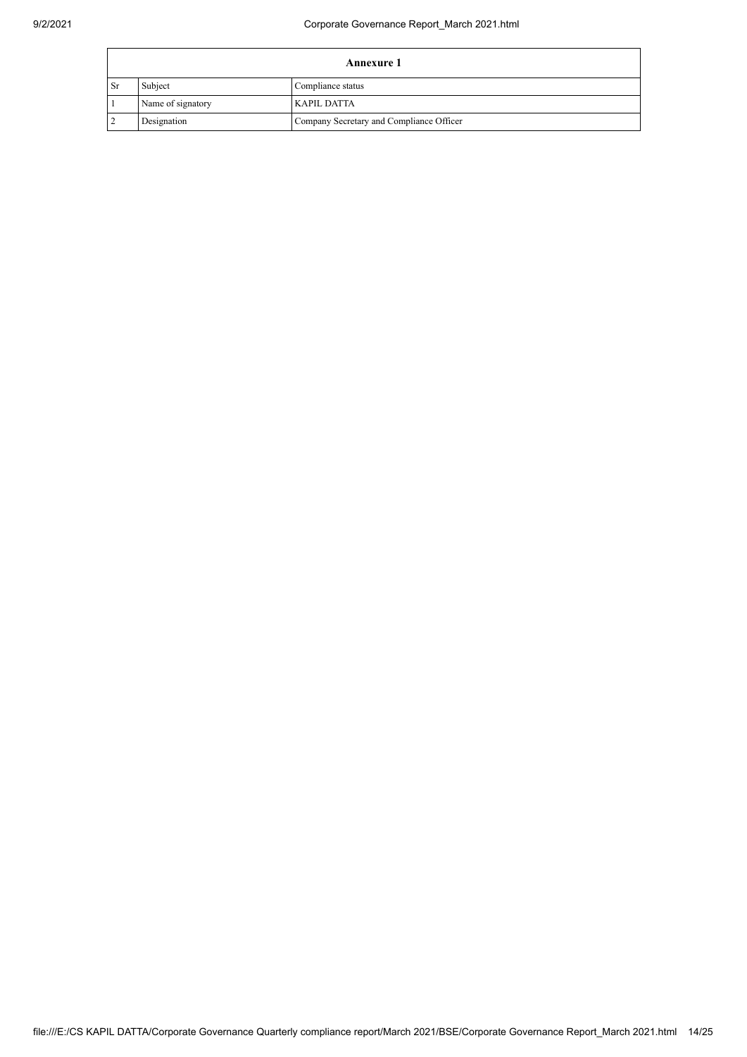| Annexure 1 | | |
|---|---|---|
| Sr | Subject | Compliance status |
| 1 | Name of signatory | KAPIL DATTA |
| 2 | Designation | Company Secretary and Compliance Officer |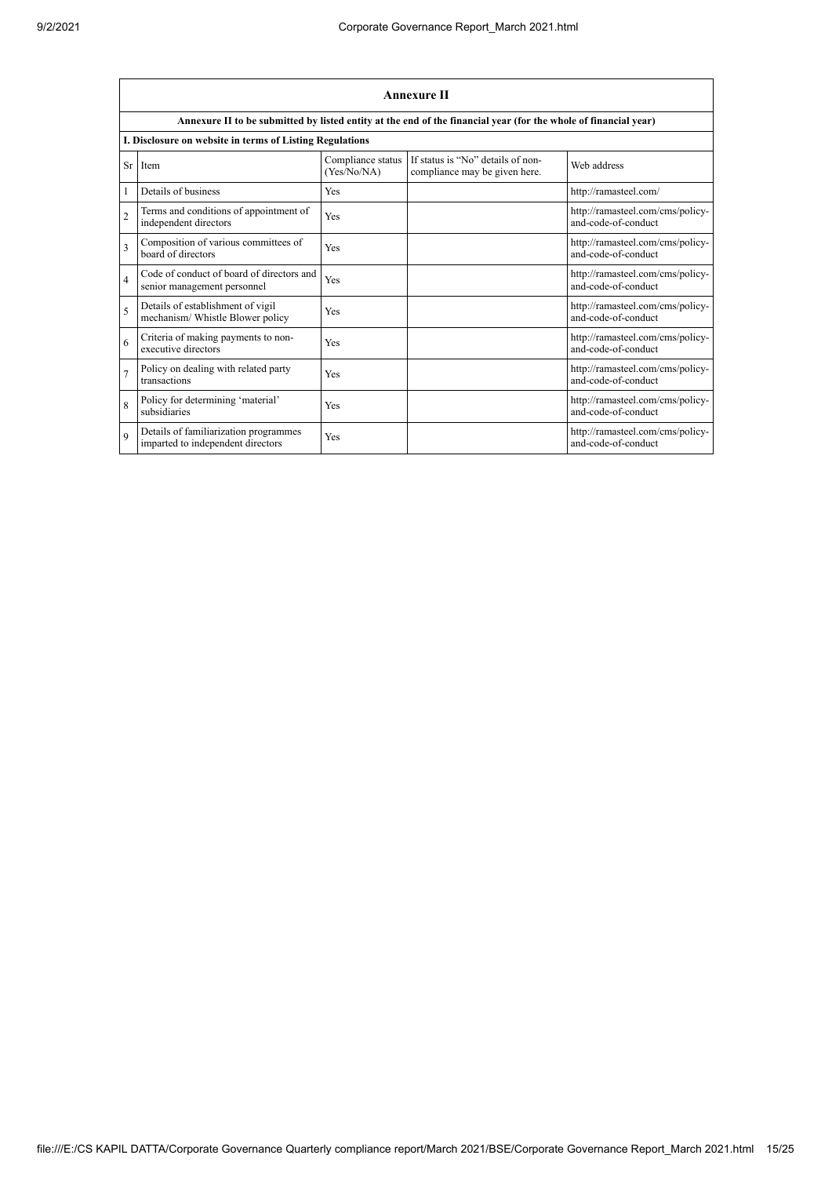| Annexure II | | | | |
|---|---|---|---|---|
| Annexure II to be submitted by listed entity at the end of the financial year (for the whole of financial year) | | | | |
| I. Disclosure on website in terms of Listing Regulations | | | | |
| Sr | Item | Compliance status (Yes/No/NA) | If status is "No" details of non-compliance may be given here. | Web address |
| 1 | Details of business | Yes | | http://ramasteel.com/ |
| 2 | Terms and conditions of appointment of independent directors | Yes | | http://ramasteel.com/cms/policy-and-code-of-conduct |
| 3 | Composition of various committees of board of directors | Yes | | http://ramasteel.com/cms/policy-and-code-of-conduct |
| 4 | Code of conduct of board of directors and senior management personnel | Yes | | http://ramasteel.com/cms/policy-and-code-of-conduct |
| 5 | Details of establishment of vigil mechanism/ Whistle Blower policy | Yes | | http://ramasteel.com/cms/policy-and-code-of-conduct |
| 6 | Criteria of making payments to non-executive directors | Yes | | http://ramasteel.com/cms/policy-and-code-of-conduct |
| 7 | Policy on dealing with related party transactions | Yes | | http://ramasteel.com/cms/policy-and-code-of-conduct |
| 8 | Policy for determining 'material' subsidiaries | Yes | | http://ramasteel.com/cms/policy-and-code-of-conduct |
| 9 | Details of familiarization programmes imparted to independent directors | Yes | | http://ramasteel.com/cms/policy-and-code-of-conduct |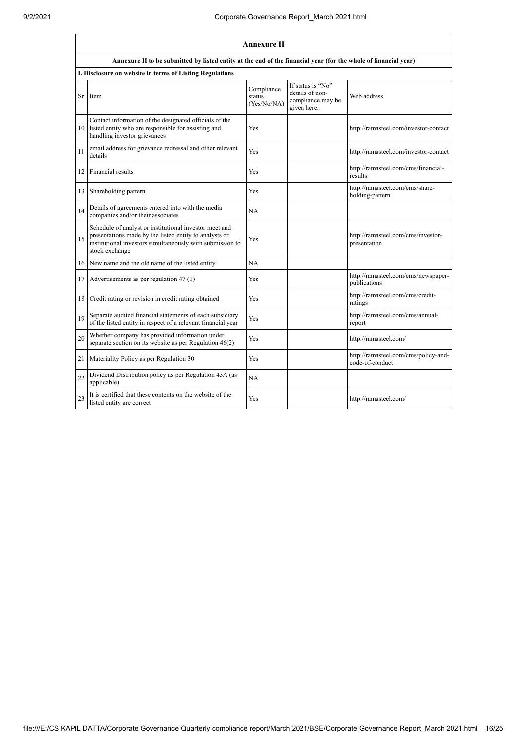## Annexure II

**Annexure II to be submitted by listed entity at the end of the financial year (for the whole of financial year)**

**I. Disclosure on website in terms of Listing Regulations**

| Sr | Item | Compliance status (Yes/No/NA) | If status is "No" details of non-compliance may be given here. | Web address |
|---|---|---|---|---|
| 10 | Contact information of the designated officials of the listed entity who are responsible for assisting and handling investor grievances | Yes | | http://ramasteel.com/investor-contact |
| 11 | email address for grievance redressal and other relevant details | Yes | | http://ramasteel.com/investor-contact |
| 12 | Financial results | Yes | | http://ramasteel.com/cms/financial-results |
| 13 | Shareholding pattern | Yes | | http://ramasteel.com/cms/share-holding-pattern |
| 14 | Details of agreements entered into with the media companies and/or their associates | NA | | |
| 15 | Schedule of analyst or institutional investor meet and presentations made by the listed entity to analysts or institutional investors simultaneously with submission to stock exchange | Yes | | http://ramasteel.com/cms/investor-presentation |
| 16 | New name and the old name of the listed entity | NA | | |
| 17 | Advertisements as per regulation 47 (1) | Yes | | http://ramasteel.com/cms/newspaper-publications |
| 18 | Credit rating or revision in credit rating obtained | Yes | | http://ramasteel.com/cms/credit-ratings |
| 19 | Separate audited financial statements of each subsidiary of the listed entity in respect of a relevant financial year | Yes | | http://ramasteel.com/cms/annual-report |
| 20 | Whether company has provided information under separate section on its website as per Regulation 46(2) | Yes | | http://ramasteel.com/ |
| 21 | Materiality Policy as per Regulation 30 | Yes | | http://ramasteel.com/cms/policy-and-code-of-conduct |
| 22 | Dividend Distribution policy as per Regulation 43A (as applicable) | NA | | |
| 23 | It is certified that these contents on the website of the listed entity are correct | Yes | | http://ramasteel.com/ |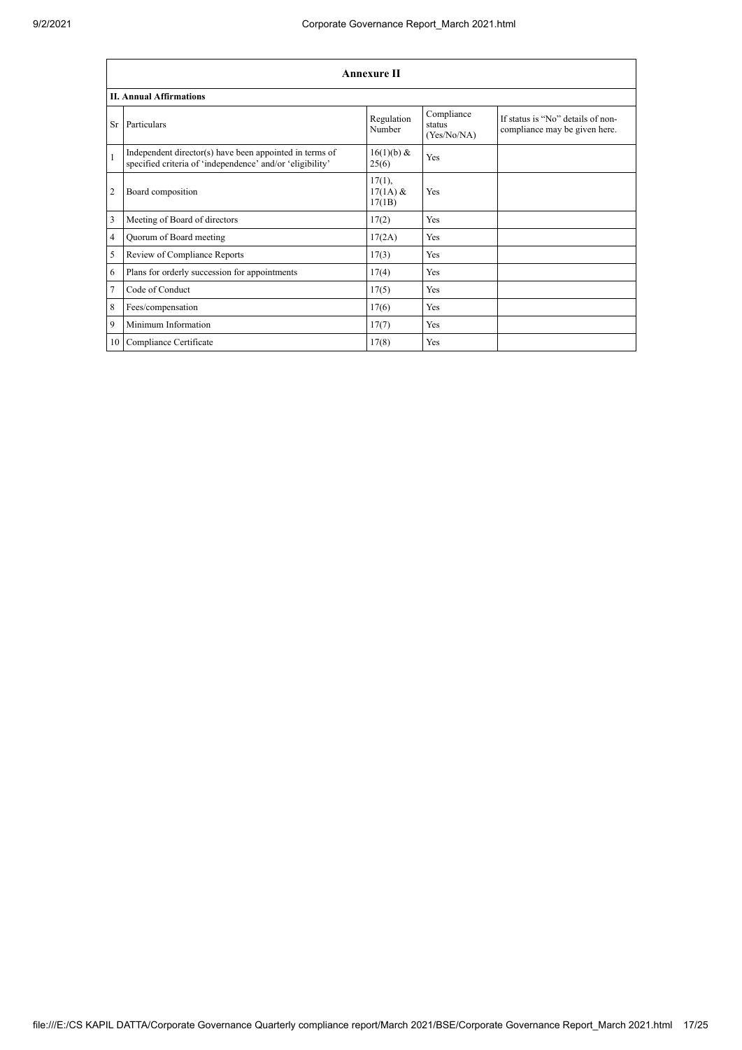## Annexure II

### II. Annual Affirmations

| Sr | Particulars | Regulation Number | Compliance status (Yes/No/NA) | If status is "No" details of non-compliance may be given here. |
|---|---|---|---|---|
| 1 | Independent director(s) have been appointed in terms of specified criteria of 'independence' and/or 'eligibility' | 16(1)(b) & 25(6) | Yes | |
| 2 | Board composition | 17(1), 17(1A) & 17(1B) | Yes | |
| 3 | Meeting of Board of directors | 17(2) | Yes | |
| 4 | Quorum of Board meeting | 17(2A) | Yes | |
| 5 | Review of Compliance Reports | 17(3) | Yes | |
| 6 | Plans for orderly succession for appointments | 17(4) | Yes | |
| 7 | Code of Conduct | 17(5) | Yes | |
| 8 | Fees/compensation | 17(6) | Yes | |
| 9 | Minimum Information | 17(7) | Yes | |
| 10 | Compliance Certificate | 17(8) | Yes | |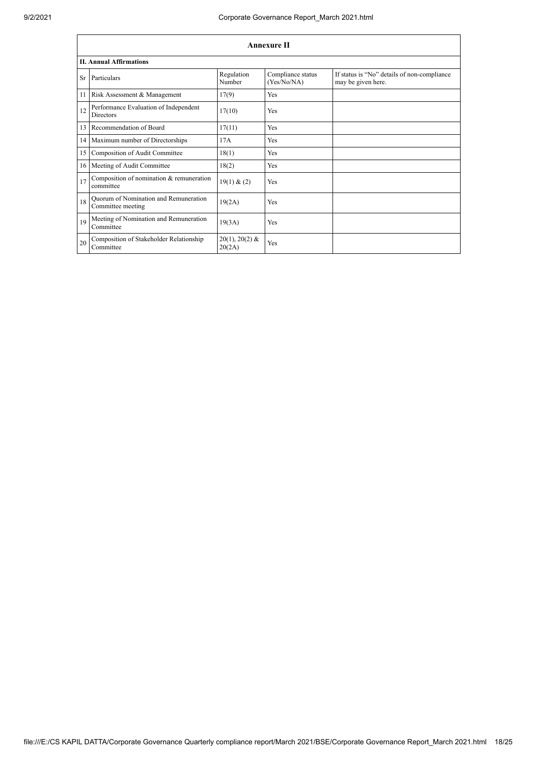## Annexure II

### II. Annual Affirmations

| Sr | Particulars | Regulation Number | Compliance status (Yes/No/NA) | If status is "No" details of non-compliance may be given here. |
|---|---|---|---|---|
| 11 | Risk Assessment & Management | 17(9) | Yes | |
| 12 | Performance Evaluation of Independent Directors | 17(10) | Yes | |
| 13 | Recommendation of Board | 17(11) | Yes | |
| 14 | Maximum number of Directorships | 17A | Yes | |
| 15 | Composition of Audit Committee | 18(1) | Yes | |
| 16 | Meeting of Audit Committee | 18(2) | Yes | |
| 17 | Composition of nomination & remuneration committee | 19(1) & (2) | Yes | |
| 18 | Quorum of Nomination and Remuneration Committee meeting | 19(2A) | Yes | |
| 19 | Meeting of Nomination and Remuneration Committee | 19(3A) | Yes | |
| 20 | Composition of Stakeholder Relationship Committee | 20(1), 20(2) & 20(2A) | Yes | |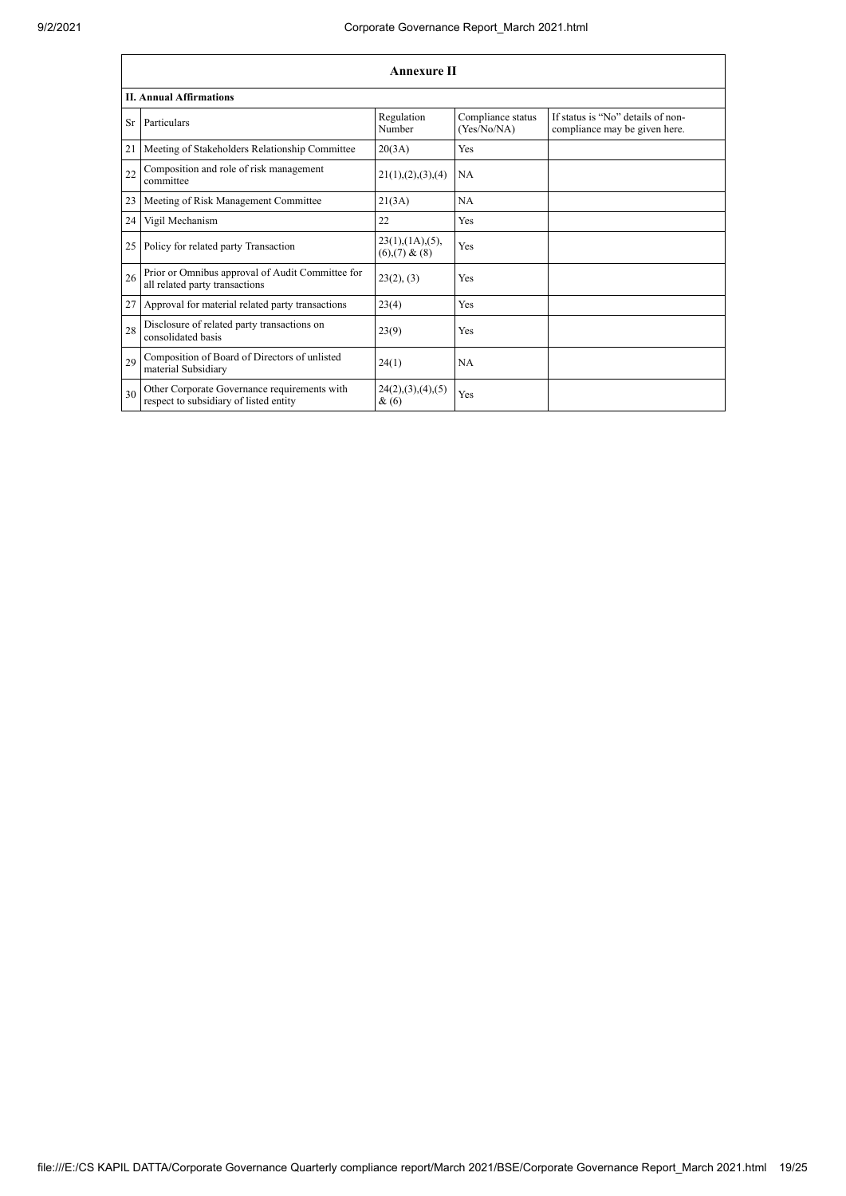| Annexure II | | | | |
|---|---|---|---|---|
| **II. Annual Affirmations** | | | | |
| Sr | Particulars | Regulation Number | Compliance status (Yes/No/NA) | If status is "No" details of non-compliance may be given here. |
| 21 | Meeting of Stakeholders Relationship Committee | 20(3A) | Yes | |
| 22 | Composition and role of risk management committee | 21(1),(2),(3),(4) | NA | |
| 23 | Meeting of Risk Management Committee | 21(3A) | NA | |
| 24 | Vigil Mechanism | 22 | Yes | |
| 25 | Policy for related party Transaction | 23(1),(1A),(5),(6),(7) & (8) | Yes | |
| 26 | Prior or Omnibus approval of Audit Committee for all related party transactions | 23(2), (3) | Yes | |
| 27 | Approval for material related party transactions | 23(4) | Yes | |
| 28 | Disclosure of related party transactions on consolidated basis | 23(9) | Yes | |
| 29 | Composition of Board of Directors of unlisted material Subsidiary | 24(1) | NA | |
| 30 | Other Corporate Governance requirements with respect to subsidiary of listed entity | 24(2),(3),(4),(5) & (6) | Yes | |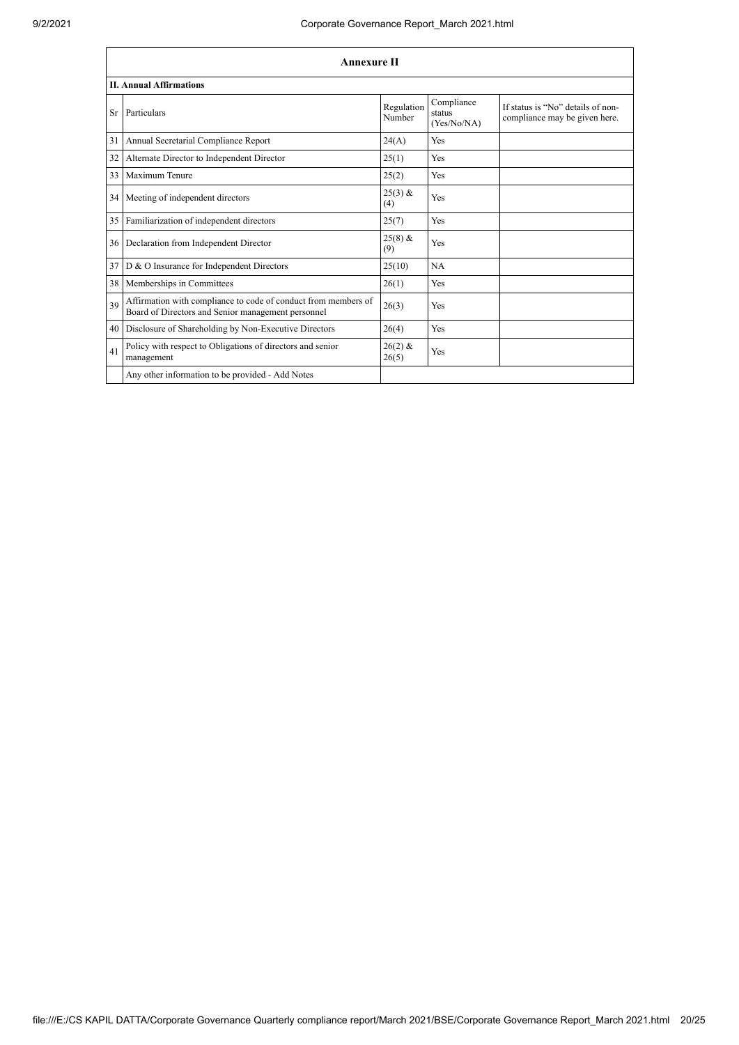## Annexure II

### II. Annual Affirmations

| Sr | Particulars | Regulation Number | Compliance status (Yes/No/NA) | If status is "No" details of non-compliance may be given here. |
|---|---|---|---|---|
| 31 | Annual Secretarial Compliance Report | 24(A) | Yes | |
| 32 | Alternate Director to Independent Director | 25(1) | Yes | |
| 33 | Maximum Tenure | 25(2) | Yes | |
| 34 | Meeting of independent directors | 25(3) & (4) | Yes | |
| 35 | Familiarization of independent directors | 25(7) | Yes | |
| 36 | Declaration from Independent Director | 25(8) & (9) | Yes | |
| 37 | D & O Insurance for Independent Directors | 25(10) | NA | |
| 38 | Memberships in Committees | 26(1) | Yes | |
| 39 | Affirmation with compliance to code of conduct from members of Board of Directors and Senior management personnel | 26(3) | Yes | |
| 40 | Disclosure of Shareholding by Non-Executive Directors | 26(4) | Yes | |
| 41 | Policy with respect to Obligations of directors and senior management | 26(2) & 26(5) | Yes | |
| | Any other information to be provided - Add Notes | | | |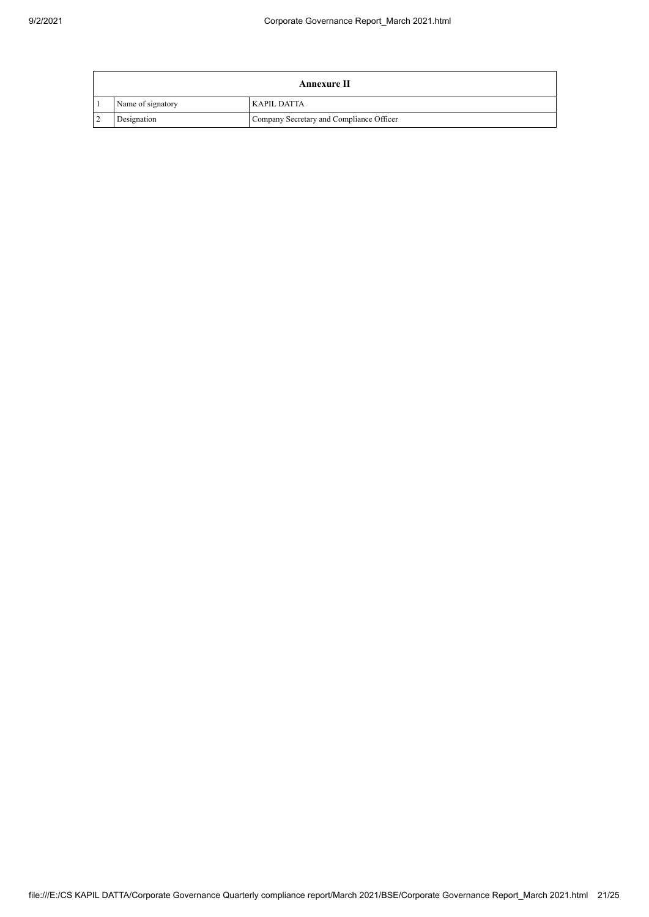| Annexure II | | |
|---|---|---|
| 1 | Name of signatory | KAPIL DATTA |
| 2 | Designation | Company Secretary and Compliance Officer |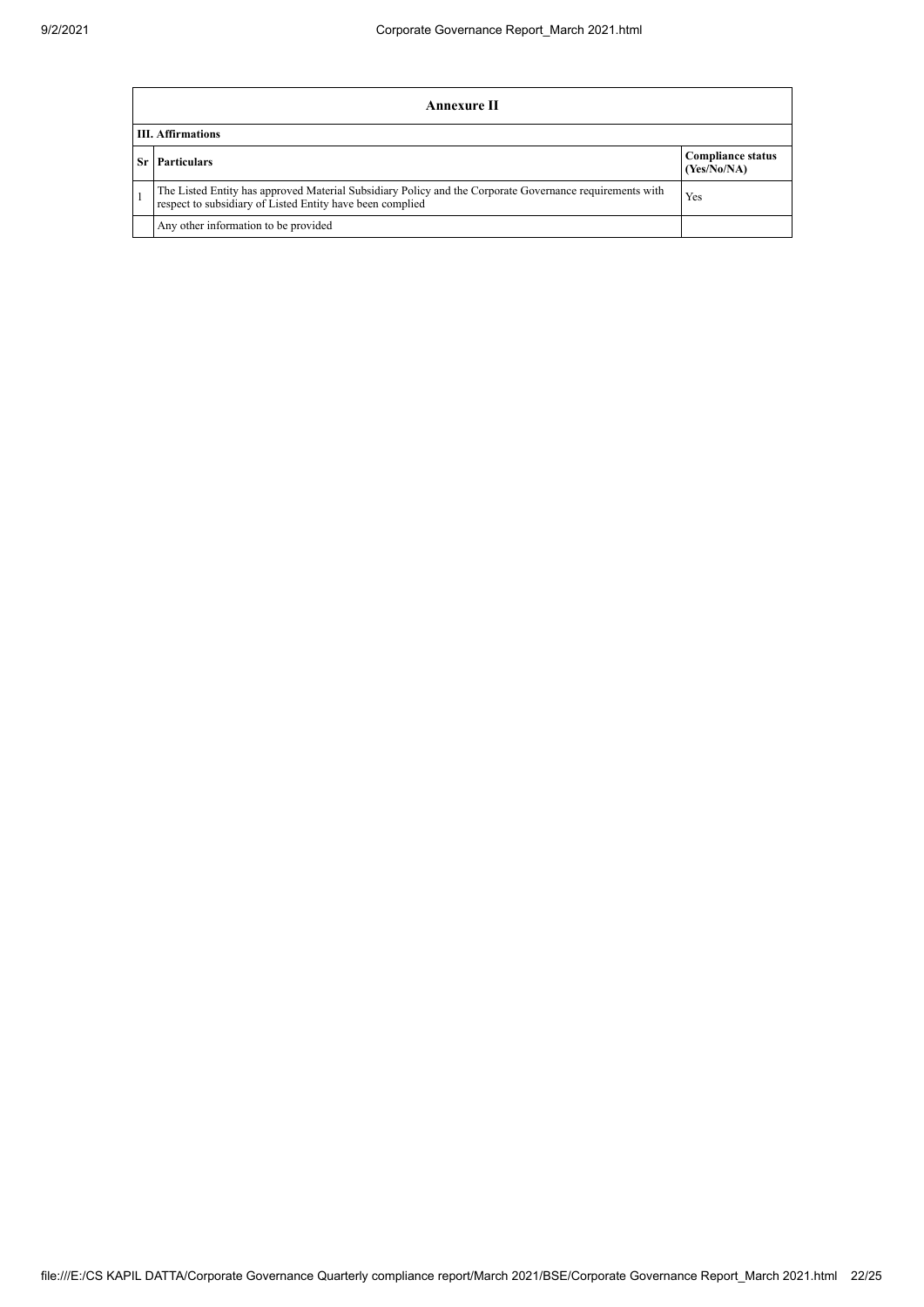| Annexure II | | |
|---|---|---|
| **III. Affirmations** | | |
| **Sr** | **Particulars** | **Compliance status (Yes/No/NA)** |
| 1 | The Listed Entity has approved Material Subsidiary Policy and the Corporate Governance requirements with respect to subsidiary of Listed Entity have been complied | Yes |
| | Any other information to be provided | |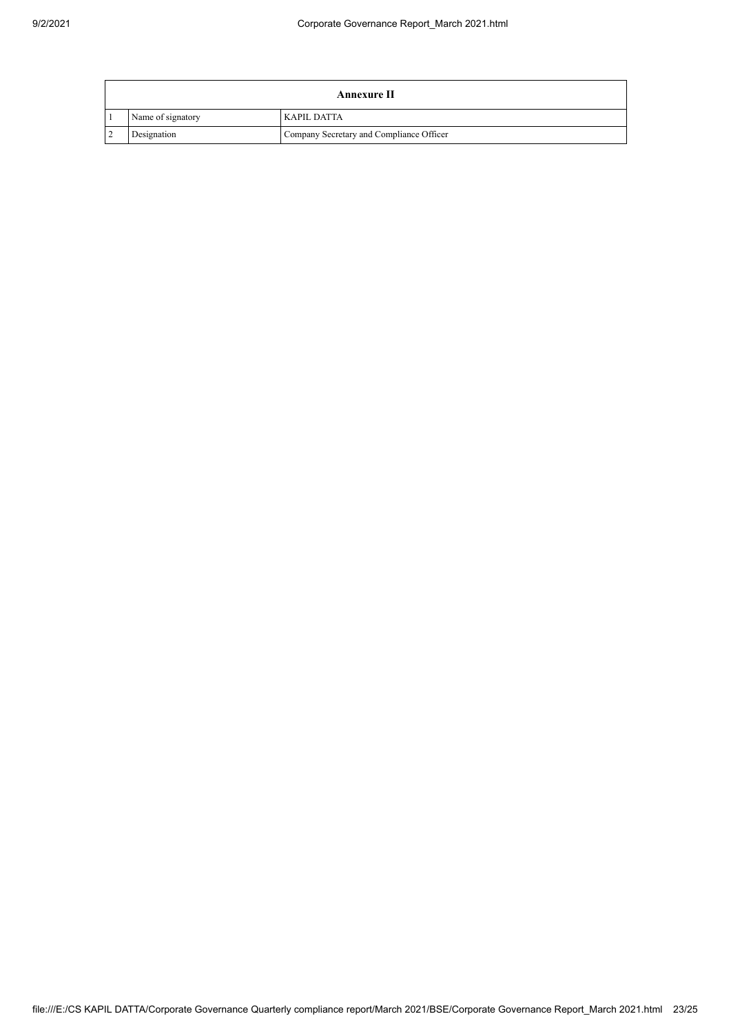| Annexure II | | |
|---|---|---|
| 1 | Name of signatory | KAPIL DATTA |
| 2 | Designation | Company Secretary and Compliance Officer |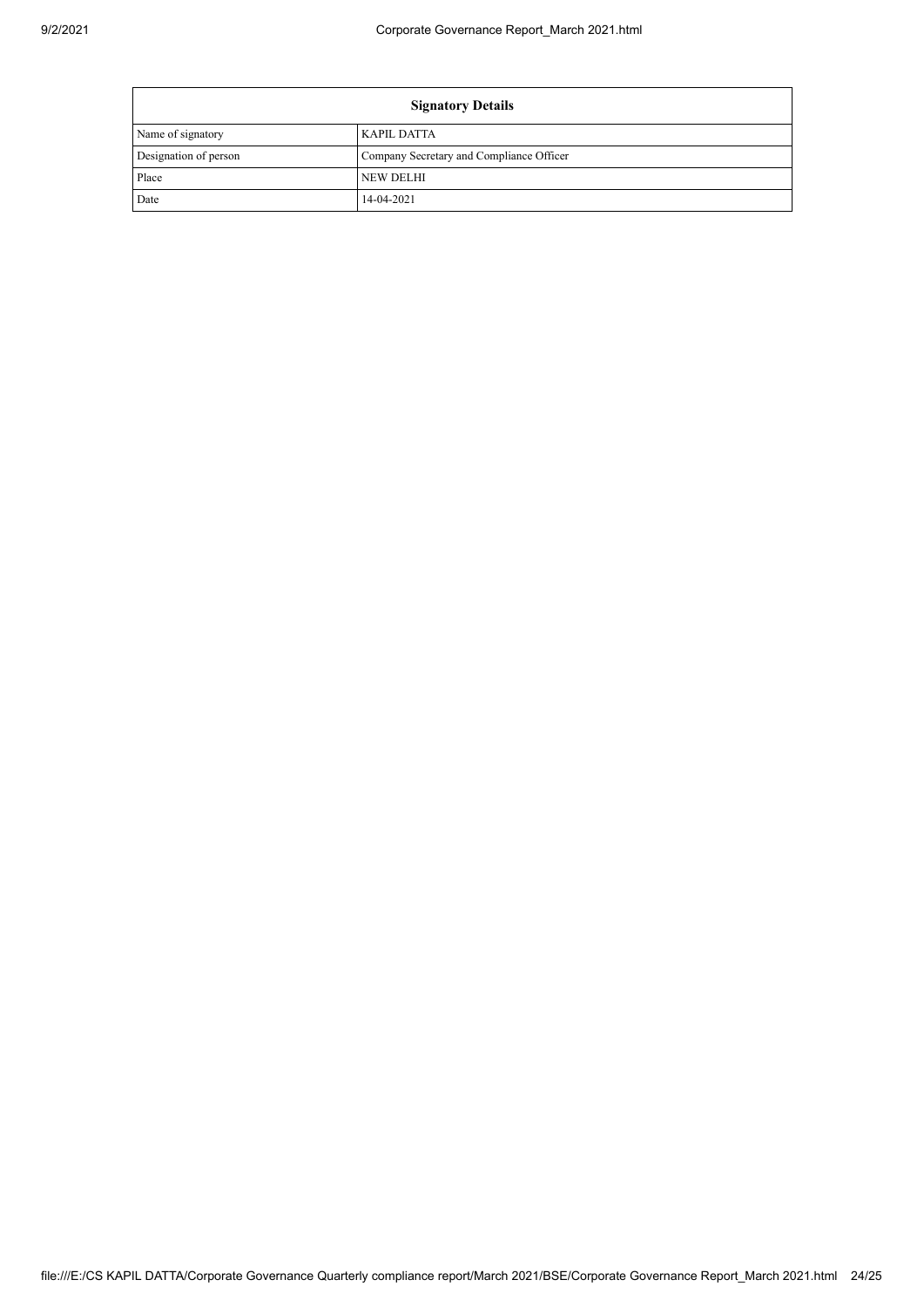| Signatory Details | |
|---|---|
| Name of signatory | KAPIL DATTA |
| Designation of person | Company Secretary and Compliance Officer |
| Place | NEW DELHI |
| Date | 14-04-2021 |